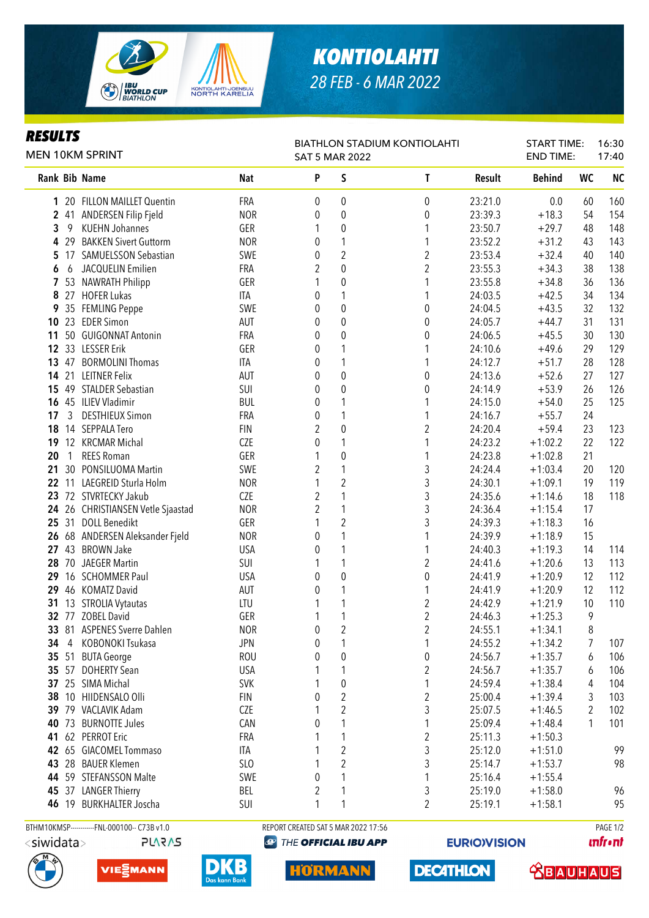# KONTIOLAHTI

28 FEB - 6 MAR 2022

## RESULTS

MEN 10KM SPRINT

BIATHLON STADIUM KONTIOLAHTI
SAT 5 MAR 2022

START TIME: 16:30
END TIME: 17:40

| Rank | Bib | Name | Nat | P | S | T | Result | Behind | WC | NC |
|---|---|---|---|---|---|---|---|---|---|---|
| 1 | 20 | FILLON MAILLET Quentin | FRA | 0 | 0 | 0 | 23:21.0 | 0.0 | 60 | 160 |
| 2 | 41 | ANDERSEN Filip Fjeld | NOR | 0 | 0 | 0 | 23:39.3 | +18.3 | 54 | 154 |
| 3 | 9 | KUEHN Johannes | GER | 1 | 0 | 1 | 23:50.7 | +29.7 | 48 | 148 |
| 4 | 29 | BAKKEN Sivert Guttorm | NOR | 0 | 1 | 1 | 23:52.2 | +31.2 | 43 | 143 |
| 5 | 17 | SAMUELSSON Sebastian | SWE | 0 | 2 | 2 | 23:53.4 | +32.4 | 40 | 140 |
| 6 | 6 | JACQUELIN Emilien | FRA | 2 | 0 | 2 | 23:55.3 | +34.3 | 38 | 138 |
| 7 | 53 | NAWRATH Philipp | GER | 1 | 0 | 1 | 23:55.8 | +34.8 | 36 | 136 |
| 8 | 27 | HOFER Lukas | ITA | 0 | 1 | 1 | 24:03.5 | +42.5 | 34 | 134 |
| 9 | 35 | FEMLING Peppe | SWE | 0 | 0 | 0 | 24:04.5 | +43.5 | 32 | 132 |
| 10 | 23 | EDER Simon | AUT | 0 | 0 | 0 | 24:05.7 | +44.7 | 31 | 131 |
| 11 | 50 | GUIGONNAT Antonin | FRA | 0 | 0 | 0 | 24:06.5 | +45.5 | 30 | 130 |
| 12 | 33 | LESSER Erik | GER | 0 | 1 | 1 | 24:10.6 | +49.6 | 29 | 129 |
| 13 | 47 | BORMOLINI Thomas | ITA | 0 | 1 | 1 | 24:12.7 | +51.7 | 28 | 128 |
| 14 | 21 | LEITNER Felix | AUT | 0 | 0 | 0 | 24:13.6 | +52.6 | 27 | 127 |
| 15 | 49 | STALDER Sebastian | SUI | 0 | 0 | 0 | 24:14.9 | +53.9 | 26 | 126 |
| 16 | 45 | ILIEV Vladimir | BUL | 0 | 1 | 1 | 24:15.0 | +54.0 | 25 | 125 |
| 17 | 3 | DESTHIEUX Simon | FRA | 0 | 1 | 1 | 24:16.7 | +55.7 | 24 | |
| 18 | 14 | SEPPALA Tero | FIN | 2 | 0 | 2 | 24:20.4 | +59.4 | 23 | 123 |
| 19 | 12 | KRCMAR Michal | CZE | 0 | 1 | 1 | 24:23.2 | +1:02.2 | 22 | 122 |
| 20 | 1 | REES Roman | GER | 1 | 0 | 1 | 24:23.8 | +1:02.8 | 21 | |
| 21 | 30 | PONSILUOMA Martin | SWE | 2 | 1 | 3 | 24:24.4 | +1:03.4 | 20 | 120 |
| 22 | 11 | LAEGREID Sturla Holm | NOR | 1 | 2 | 3 | 24:30.1 | +1:09.1 | 19 | 119 |
| 23 | 72 | STVRTECKY Jakub | CZE | 2 | 1 | 3 | 24:35.6 | +1:14.6 | 18 | 118 |
| 24 | 26 | CHRISTIANSEN Vetle Sjaastad | NOR | 2 | 1 | 3 | 24:36.4 | +1:15.4 | 17 | |
| 25 | 31 | DOLL Benedikt | GER | 1 | 2 | 3 | 24:39.3 | +1:18.3 | 16 | |
| 26 | 68 | ANDERSEN Aleksander Fjeld | NOR | 0 | 1 | 1 | 24:39.9 | +1:18.9 | 15 | |
| 27 | 43 | BROWN Jake | USA | 0 | 1 | 1 | 24:40.3 | +1:19.3 | 14 | 114 |
| 28 | 70 | JAEGER Martin | SUI | 1 | 1 | 2 | 24:41.6 | +1:20.6 | 13 | 113 |
| 29 | 16 | SCHOMMER Paul | USA | 0 | 0 | 0 | 24:41.9 | +1:20.9 | 12 | 112 |
| 29 | 46 | KOMATZ David | AUT | 0 | 1 | 1 | 24:41.9 | +1:20.9 | 12 | 112 |
| 31 | 13 | STROLIA Vytautas | LTU | 1 | 1 | 2 | 24:42.9 | +1:21.9 | 10 | 110 |
| 32 | 77 | ZOBEL David | GER | 1 | 1 | 2 | 24:46.3 | +1:25.3 | 9 | |
| 33 | 81 | ASPENES Sverre Dahlen | NOR | 0 | 2 | 2 | 24:55.1 | +1:34.1 | 8 | |
| 34 | 4 | KOBONOKI Tsukasa | JPN | 0 | 1 | 1 | 24:55.2 | +1:34.2 | 7 | 107 |
| 35 | 51 | BUTA George | ROU | 0 | 0 | 0 | 24:56.7 | +1:35.7 | 6 | 106 |
| 35 | 57 | DOHERTY Sean | USA | 1 | 1 | 2 | 24:56.7 | +1:35.7 | 6 | 106 |
| 37 | 25 | SIMA Michal | SVK | 1 | 0 | 1 | 24:59.4 | +1:38.4 | 4 | 104 |
| 38 | 10 | HIIDENSALO Olli | FIN | 0 | 2 | 2 | 25:00.4 | +1:39.4 | 3 | 103 |
| 39 | 79 | VACLAVIK Adam | CZE | 1 | 2 | 3 | 25:07.5 | +1:46.5 | 2 | 102 |
| 40 | 73 | BURNOTTE Jules | CAN | 0 | 1 | 1 | 25:09.4 | +1:48.4 | 1 | 101 |
| 41 | 62 | PERROT Eric | FRA | 1 | 1 | 2 | 25:11.3 | +1:50.3 | | |
| 42 | 65 | GIACOMEL Tommaso | ITA | 1 | 2 | 3 | 25:12.0 | +1:51.0 | | 99 |
| 43 | 28 | BAUER Klemen | SLO | 1 | 2 | 3 | 25:14.7 | +1:53.7 | | 98 |
| 44 | 59 | STEFANSSON Malte | SWE | 0 | 1 | 1 | 25:16.4 | +1:55.4 | | |
| 45 | 37 | LANGER Thierry | BEL | 2 | 1 | 3 | 25:19.0 | +1:58.0 | | 96 |
| 46 | 19 | BURKHALTER Joscha | SUI | 1 | 1 | 2 | 25:19.1 | +1:58.1 | | 95 |

BTHM10KMSP-----------FNL-000100-- C73B v1.0 REPORT CREATED SAT 5 MAR 2022 17:56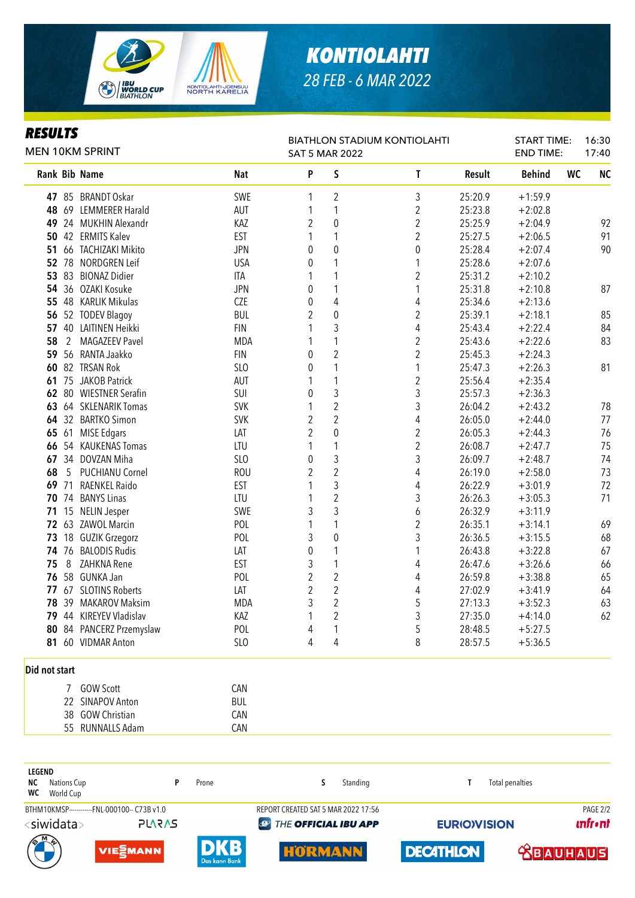# KONTIOLAHTI

28 FEB - 6 MAR 2022

## RESULTS

MEN 10KM SPRINT

BIATHLON STADIUM KONTIOLAHTI
SAT 5 MAR 2022

START TIME: 16:30
END TIME: 17:40

| Rank | Bib | Name | Nat | P | S | T | Result | Behind | WC | NC |
|---|---|---|---|---|---|---|---|---|---|---|
| 47 | 85 | BRANDT Oskar | SWE | 1 | 2 | 3 | 25:20.9 | +1:59.9 | | |
| 48 | 69 | LEMMERER Harald | AUT | 1 | 1 | 2 | 25:23.8 | +2:02.8 | | |
| 49 | 24 | MUKHIN Alexandr | KAZ | 2 | 0 | 2 | 25:25.9 | +2:04.9 | | 92 |
| 50 | 42 | ERMITS Kalev | EST | 1 | 1 | 2 | 25:27.5 | +2:06.5 | | 91 |
| 51 | 66 | TACHIZAKI Mikito | JPN | 0 | 0 | 0 | 25:28.4 | +2:07.4 | | 90 |
| 52 | 78 | NORDGREN Leif | USA | 0 | 1 | 1 | 25:28.6 | +2:07.6 | | |
| 53 | 83 | BIONAZ Didier | ITA | 1 | 1 | 2 | 25:31.2 | +2:10.2 | | |
| 54 | 36 | OZAKI Kosuke | JPN | 0 | 1 | 1 | 25:31.8 | +2:10.8 | | 87 |
| 55 | 48 | KARLIK Mikulas | CZE | 0 | 4 | 4 | 25:34.6 | +2:13.6 | | |
| 56 | 52 | TODEV Blagoy | BUL | 2 | 0 | 2 | 25:39.1 | +2:18.1 | | 85 |
| 57 | 40 | LAITINEN Heikki | FIN | 1 | 3 | 4 | 25:43.4 | +2:22.4 | | 84 |
| 58 | 2 | MAGAZEEV Pavel | MDA | 1 | 1 | 2 | 25:43.6 | +2:22.6 | | 83 |
| 59 | 56 | RANTA Jaakko | FIN | 0 | 2 | 2 | 25:45.3 | +2:24.3 | | |
| 60 | 82 | TRSAN Rok | SLO | 0 | 1 | 1 | 25:47.3 | +2:26.3 | | 81 |
| 61 | 75 | JAKOB Patrick | AUT | 1 | 1 | 2 | 25:56.4 | +2:35.4 | | |
| 62 | 80 | WIESTNER Serafin | SUI | 0 | 3 | 3 | 25:57.3 | +2:36.3 | | |
| 63 | 64 | SKLENARIK Tomas | SVK | 1 | 2 | 3 | 26:04.2 | +2:43.2 | | 78 |
| 64 | 32 | BARTKO Simon | SVK | 2 | 2 | 4 | 26:05.0 | +2:44.0 | | 77 |
| 65 | 61 | MISE Edgars | LAT | 2 | 0 | 2 | 26:05.3 | +2:44.3 | | 76 |
| 66 | 54 | KAUKENAS Tomas | LTU | 1 | 1 | 2 | 26:08.7 | +2:47.7 | | 75 |
| 67 | 34 | DOVZAN Miha | SLO | 0 | 3 | 3 | 26:09.7 | +2:48.7 | | 74 |
| 68 | 5 | PUCHIANU Cornel | ROU | 2 | 2 | 4 | 26:19.0 | +2:58.0 | | 73 |
| 69 | 71 | RAENKEL Raido | EST | 1 | 3 | 4 | 26:22.9 | +3:01.9 | | 72 |
| 70 | 74 | BANYS Linas | LTU | 1 | 2 | 3 | 26:26.3 | +3:05.3 | | 71 |
| 71 | 15 | NELIN Jesper | SWE | 3 | 3 | 6 | 26:32.9 | +3:11.9 | | |
| 72 | 63 | ZAWOL Marcin | POL | 1 | 1 | 2 | 26:35.1 | +3:14.1 | | 69 |
| 73 | 18 | GUZIK Grzegorz | POL | 3 | 0 | 3 | 26:36.5 | +3:15.5 | | 68 |
| 74 | 76 | BALODIS Rudis | LAT | 0 | 1 | 1 | 26:43.8 | +3:22.8 | | 67 |
| 75 | 8 | ZAHKNA Rene | EST | 3 | 1 | 4 | 26:47.6 | +3:26.6 | | 66 |
| 76 | 58 | GUNKA Jan | POL | 2 | 2 | 4 | 26:59.8 | +3:38.8 | | 65 |
| 77 | 67 | SLOTINS Roberts | LAT | 2 | 2 | 4 | 27:02.9 | +3:41.9 | | 64 |
| 78 | 39 | MAKAROV Maksim | MDA | 3 | 2 | 5 | 27:13.3 | +3:52.3 | | 63 |
| 79 | 44 | KIREYEV Vladislav | KAZ | 1 | 2 | 3 | 27:35.0 | +4:14.0 | | 62 |
| 80 | 84 | PANCERZ Przemyslaw | POL | 4 | 1 | 5 | 28:48.5 | +5:27.5 | | |
| 81 | 60 | VIDMAR Anton | SLO | 4 | 4 | 8 | 28:57.5 | +5:36.5 | | |

### Did not start

| Bib | Name | Nat |
|---|---|---|
| 7 | GOW Scott | CAN |
| 22 | SINAPOV Anton | BUL |
| 38 | GOW Christian | CAN |
| 55 | RUNNALLS Adam | CAN |

**LEGEND**
NC Nations Cup
WC World Cup
P Prone
S Standing
T Total penalties

BTHM10KMSP-----------FNL-000100-- C73B v1.0
REPORT CREATED SAT 5 MAR 2022 17:56